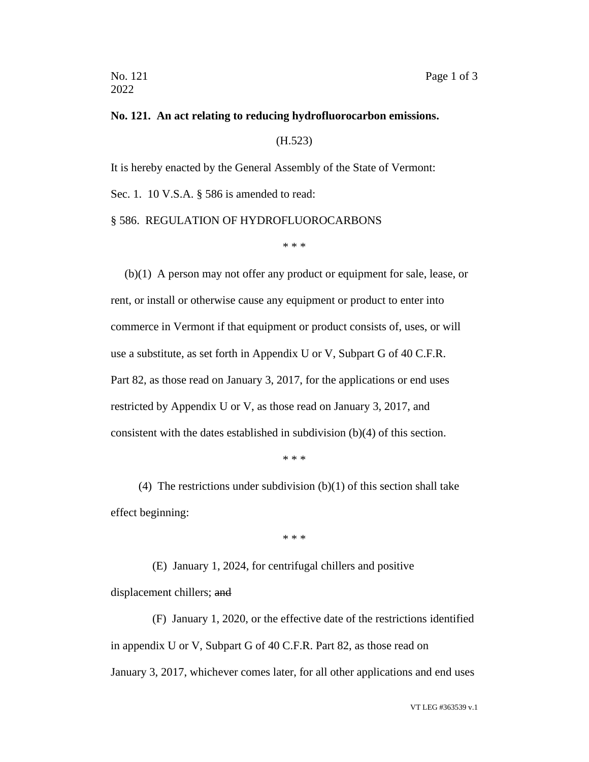**No. 121. An act relating to reducing hydrofluorocarbon emissions.**

(H.523)

It is hereby enacted by the General Assembly of the State of Vermont:

Sec. 1. 10 V.S.A. § 586 is amended to read:

§ 586. REGULATION OF HYDROFLUOROCARBONS

\* \* \*

(b)(1) A person may not offer any product or equipment for sale, lease, or rent, or install or otherwise cause any equipment or product to enter into commerce in Vermont if that equipment or product consists of, uses, or will use a substitute, as set forth in Appendix U or V, Subpart G of 40 C.F.R. Part 82, as those read on January 3, 2017, for the applications or end uses restricted by Appendix U or V, as those read on January 3, 2017, and consistent with the dates established in subdivision (b)(4) of this section.

\* \* \*

(4) The restrictions under subdivision (b)(1) of this section shall take effect beginning:

\* \* \*

(E) January 1, 2024, for centrifugal chillers and positive displacement chillers; ~~and~~

(F) January 1, 2020, or the effective date of the restrictions identified in appendix U or V, Subpart G of 40 C.F.R. Part 82, as those read on January 3, 2017, whichever comes later, for all other applications and end uses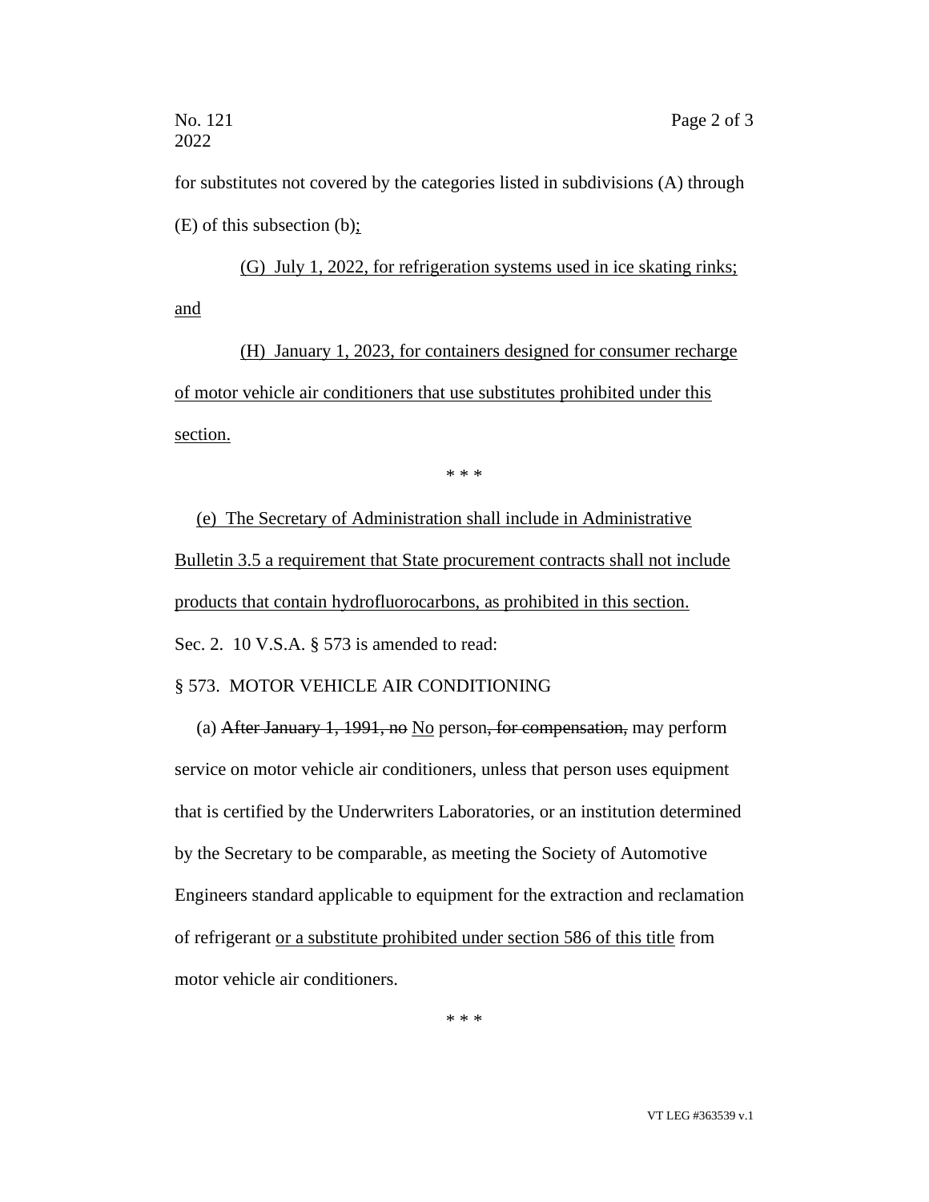for substitutes not covered by the categories listed in subdivisions (A) through (E) of this subsection (b);

(G) July 1, 2022, for refrigeration systems used in ice skating rinks; and

(H) January 1, 2023, for containers designed for consumer recharge of motor vehicle air conditioners that use substitutes prohibited under this section.

\* \* \*

(e) The Secretary of Administration shall include in Administrative Bulletin 3.5 a requirement that State procurement contracts shall not include products that contain hydrofluorocarbons, as prohibited in this section.

Sec. 2. 10 V.S.A. § 573 is amended to read:

§ 573. MOTOR VEHICLE AIR CONDITIONING

(a) ~~After January 1, 1991, no~~ No person~~, for compensation,~~ may perform service on motor vehicle air conditioners, unless that person uses equipment that is certified by the Underwriters Laboratories, or an institution determined by the Secretary to be comparable, as meeting the Society of Automotive Engineers standard applicable to equipment for the extraction and reclamation of refrigerant or a substitute prohibited under section 586 of this title from motor vehicle air conditioners.

\* \* \*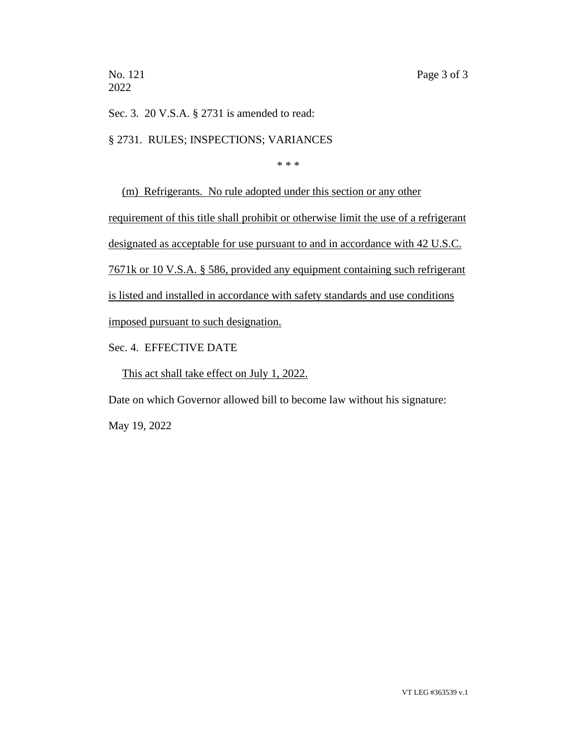Sec. 3. 20 V.S.A. § 2731 is amended to read:

§ 2731. RULES; INSPECTIONS; VARIANCES

\* \* \*

(m) Refrigerants. No rule adopted under this section or any other requirement of this title shall prohibit or otherwise limit the use of a refrigerant designated as acceptable for use pursuant to and in accordance with 42 U.S.C. 7671k or 10 V.S.A. § 586, provided any equipment containing such refrigerant is listed and installed in accordance with safety standards and use conditions imposed pursuant to such designation.

Sec. 4. EFFECTIVE DATE

This act shall take effect on July 1, 2022.

Date on which Governor allowed bill to become law without his signature: May 19, 2022